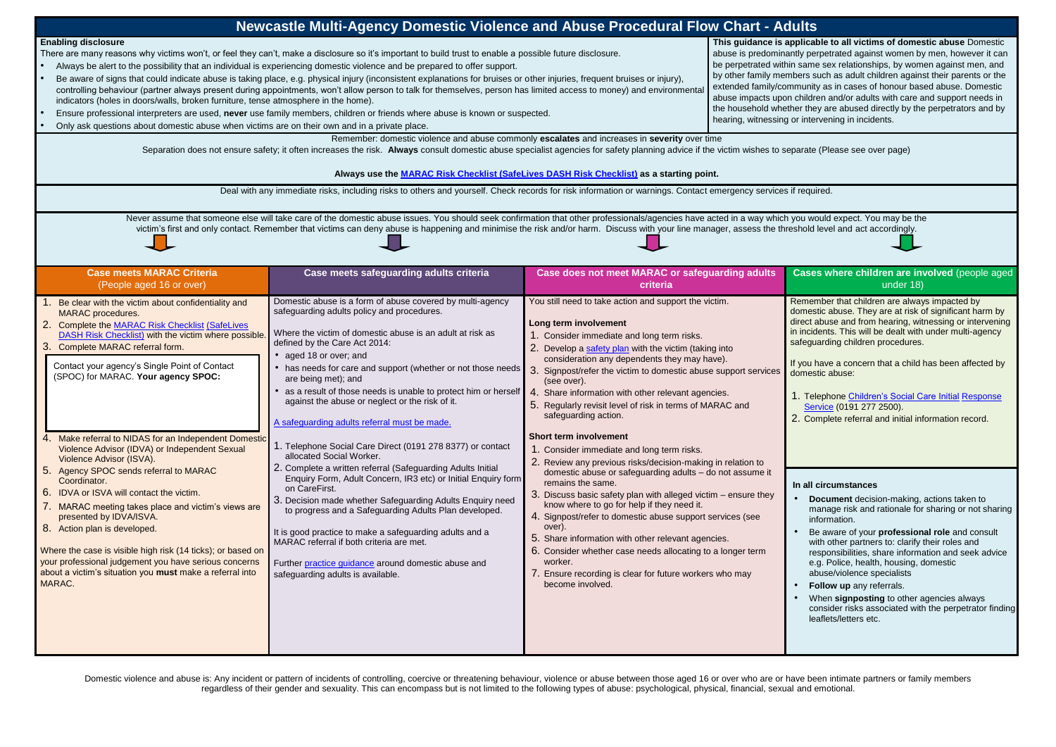# Newcastle Multi-Agency Domestic Violence and Abuse Procedural Flow Chart - Adults

**Enabling disclosure**

There are many reasons why victims won't, or feel they can't, make a disclosure so it's important to build trust to enable a possible future disclosure.

- Always be alert to the possibility that an individual is experiencing domestic violence and be prepared to offer support.
- Be aware of signs that could indicate abuse is taking place, e.g. physical injury (inconsistent explanations for bruises or other injuries, frequent bruises or injury), controlling behaviour (partner always present during appointments, won't allow person to talk for themselves, person has limited access to money) and environmental indicators (holes in doors/walls, broken furniture, tense atmosphere in the home).
- Ensure professional interpreters are used, **never** use family members, children or friends where abuse is known or suspected.
- Only ask questions about domestic abuse when victims are on their own and in a private place.

**This guidance is applicable to all victims of domestic abuse** Domestic abuse is predominantly perpetrated against women by men, however it can be perpetrated within same sex relationships, by women against men, and by other family members such as adult children against their parents or the extended family/community as in cases of honour based abuse. Domestic abuse impacts upon children and/or adults with care and support needs in the household whether they are abused directly by the perpetrators and by hearing, witnessing or intervening in incidents.

Remember: domestic violence and abuse commonly **escalates** and increases in **severity** over time

Separation does not ensure safety; it often increases the risk. **Always** consult domestic abuse specialist agencies for safety planning advice if the victim wishes to separate (Please see over page)

**Always use the [MARAC Risk Checklist (SafeLives DASH Risk Checklist)] as a starting point.**

Deal with any immediate risks, including risks to others and yourself. Check records for risk information or warnings. Contact emergency services if required.

Never assume that someone else will take care of the domestic abuse issues. You should seek confirmation that other professionals/agencies have acted in a way which you would expect. You may be the victim's first and only contact. Remember that victims can deny abuse is happening and minimise the risk and/or harm. Discuss with your line manager, assess the threshold level and act accordingly.

## Case meets MARAC Criteria (People aged 16 or over)

1. Be clear with the victim about confidentiality and MARAC procedures.
2. Complete the MARAC Risk Checklist (SafeLives DASH Risk Checklist) with the victim where possible.
3. Complete MARAC referral form.

Contact your agency's Single Point of Contact (SPOC) for MARAC. **Your agency SPOC:**

4. Make referral to NIDAS for an Independent Domestic Violence Advisor (IDVA) or Independent Sexual Violence Advisor (ISVA).
5. Agency SPOC sends referral to MARAC Coordinator.
6. IDVA or ISVA will contact the victim.
7. MARAC meeting takes place and victim's views are presented by IDVA/ISVA.
8. Action plan is developed.

Where the case is visible high risk (14 ticks); or based on your professional judgement you have serious concerns about a victim's situation you **must** make a referral into MARAC.

## Case meets safeguarding adults criteria

Domestic abuse is a form of abuse covered by multi-agency safeguarding adults policy and procedures.

Where the victim of domestic abuse is an adult at risk as defined by the Care Act 2014:

- aged 18 or over; and
- has needs for care and support (whether or not those needs are being met); and
- as a result of those needs is unable to protect him or herself against the abuse or neglect or the risk of it.

A safeguarding adults referral must be made.

1. Telephone Social Care Direct (0191 278 8377) or contact allocated Social Worker.
2. Complete a written referral (Safeguarding Adults Initial Enquiry Form, Adult Concern, IR3 etc) or Initial Enquiry form on CareFirst.
3. Decision made whether Safeguarding Adults Enquiry need to progress and a Safeguarding Adults Plan developed.

It is good practice to make a safeguarding adults and a MARAC referral if both criteria are met.

Further practice guidance around domestic abuse and safeguarding adults is available.

## Case does not meet MARAC or safeguarding adults criteria

You still need to take action and support the victim.

**Long term involvement**

1. Consider immediate and long term risks.
2. Develop a safety plan with the victim (taking into consideration any dependents they may have).
3. Signpost/refer the victim to domestic abuse support services (see over).
4. Share information with other relevant agencies.
5. Regularly revisit level of risk in terms of MARAC and safeguarding action.

**Short term involvement**

1. Consider immediate and long term risks.
2. Review any previous risks/decision-making in relation to domestic abuse or safeguarding adults – do not assume it remains the same.
3. Discuss basic safety plan with alleged victim – ensure they know where to go for help if they need it.
4. Signpost/refer to domestic abuse support services (see over).
5. Share information with other relevant agencies.
6. Consider whether case needs allocating to a longer term worker.
7. Ensure recording is clear for future workers who may become involved.

## Cases where children are involved (people aged under 18)

Remember that children are always impacted by domestic abuse. They are at risk of significant harm by direct abuse and from hearing, witnessing or intervening in incidents. This will be dealt with under multi-agency safeguarding children procedures.

If you have a concern that a child has been affected by domestic abuse:

1. Telephone Children's Social Care Initial Response Service (0191 277 2500).
2. Complete referral and initial information record.

**In all circumstances**

- **Document** decision-making, actions taken to manage risk and rationale for sharing or not sharing information.
- Be aware of your **professional role** and consult with other partners to: clarify their roles and responsibilities, share information and seek advice e.g. Police, health, housing, domestic abuse/violence specialists
- **Follow up** any referrals.
- When **signposting** to other agencies always consider risks associated with the perpetrator finding leaflets/letters etc.

Domestic violence and abuse is: Any incident or pattern of incidents of controlling, coercive or threatening behaviour, violence or abuse between those aged 16 or over who are or have been intimate partners or family members regardless of their gender and sexuality. This can encompass but is not limited to the following types of abuse: psychological, physical, financial, sexual and emotional.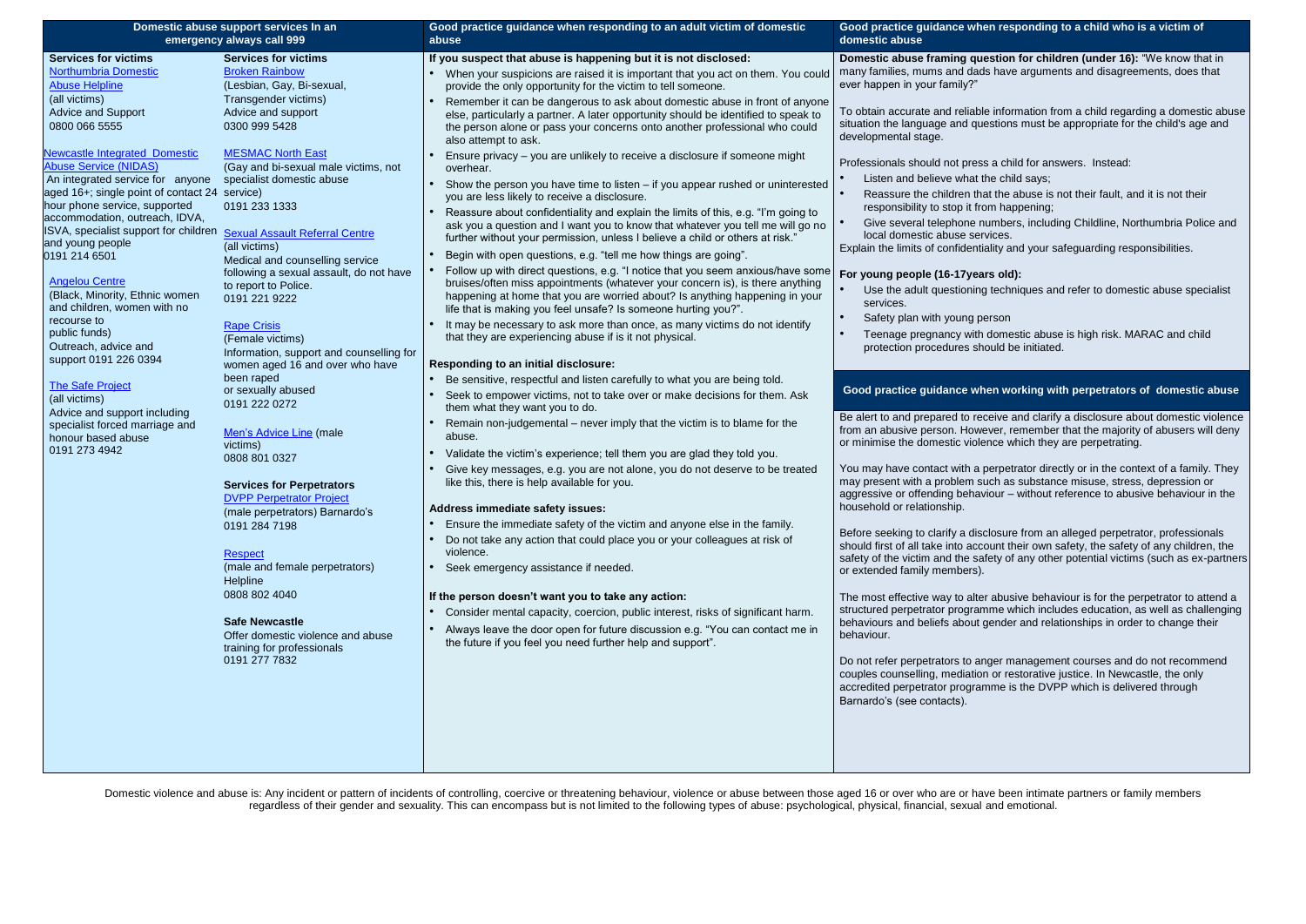## Domestic abuse support services In an emergency always call 999

**Services for victims**

Northumbria Domestic Abuse Helpline
(all victims)
Advice and Support
0800 066 5555

Newcastle Integrated Domestic Abuse Service (NIDAS)
An integrated service for anyone aged 16+; single point of contact 24 hour phone service, supported accommodation, outreach, IDVA, ISVA, specialist support for children and young people
0191 214 6501

Angelou Centre
(Black, Minority, Ethnic women and children, women with no recourse to public funds)
Outreach, advice and support 0191 226 0394

The Safe Project
(all victims)
Advice and support including specialist forced marriage and honour based abuse
0191 273 4942

**Services for victims**

Broken Rainbow
(Lesbian, Gay, Bi-sexual, Transgender victims)
Advice and support
0300 999 5428

MESMAC North East
(Gay and bi-sexual male victims, not specialist domestic abuse service)
0191 233 1333

Sexual Assault Referral Centre
(all victims)
Medical and counselling service following a sexual assault, do not have to report to Police.
0191 221 9222

Rape Crisis
(Female victims)
Information, support and counselling for women aged 16 and over who have been raped or sexually abused
0191 222 0272

Men's Advice Line (male victims)
0808 801 0327

**Services for Perpetrators**

DVPP Perpetrator Project
(male perpetrators) Barnardo's
0191 284 7198

Respect
(male and female perpetrators)
Helpline
0808 802 4040

**Safe Newcastle**
Offer domestic violence and abuse training for professionals
0191 277 7832

## Good practice guidance when responding to an adult victim of domestic abuse

**If you suspect that abuse is happening but it is not disclosed:**

- When your suspicions are raised it is important that you act on them. You could provide the only opportunity for the victim to tell someone.
- Remember it can be dangerous to ask about domestic abuse in front of anyone else, particularly a partner. A later opportunity should be identified to speak to the person alone or pass your concerns onto another professional who could also attempt to ask.
- Ensure privacy – you are unlikely to receive a disclosure if someone might overhear.
- Show the person you have time to listen – if you appear rushed or uninterested you are less likely to receive a disclosure.
- Reassure about confidentiality and explain the limits of this, e.g. "I'm going to ask you a question and I want you to know that whatever you tell me will go no further without your permission, unless I believe a child or others at risk."
- Begin with open questions, e.g. "tell me how things are going".
- Follow up with direct questions, e.g. "I notice that you seem anxious/have some bruises/often miss appointments (whatever your concern is), is there anything happening at home that you are worried about? Is anything happening in your life that is making you feel unsafe? Is someone hurting you?".
- It may be necessary to ask more than once, as many victims do not identify that they are experiencing abuse if it is not physical.

**Responding to an initial disclosure:**

- Be sensitive, respectful and listen carefully to what you are being told.
- Seek to empower victims, not to take over or make decisions for them. Ask them what they want you to do.
- Remain non-judgemental – never imply that the victim is to blame for the abuse.
- Validate the victim's experience; tell them you are glad they told you.
- Give key messages, e.g. you are not alone, you do not deserve to be treated like this, there is help available for you.

**Address immediate safety issues:**

- Ensure the immediate safety of the victim and anyone else in the family.
- Do not take any action that could place you or your colleagues at risk of violence.
- Seek emergency assistance if needed.

**If the person doesn't want you to take any action:**

- Consider mental capacity, coercion, public interest, risks of significant harm.
- Always leave the door open for future discussion e.g. "You can contact me in the future if you feel you need further help and support".

## Good practice guidance when responding to a child who is a victim of domestic abuse

**Domestic abuse framing question for children (under 16):** "We know that in many families, mums and dads have arguments and disagreements, does that ever happen in your family?"

To obtain accurate and reliable information from a child regarding a domestic abuse situation the language and questions must be appropriate for the child's age and developmental stage.

Professionals should not press a child for answers. Instead:

- Listen and believe what the child says;
- Reassure the children that the abuse is not their fault, and it is not their responsibility to stop it from happening;
- Give several telephone numbers, including Childline, Northumbria Police and local domestic abuse services.

Explain the limits of confidentiality and your safeguarding responsibilities.

**For young people (16-17years old):**

- Use the adult questioning techniques and refer to domestic abuse specialist services.
- Safety plan with young person
- Teenage pregnancy with domestic abuse is high risk. MARAC and child protection procedures should be initiated.

## Good practice guidance when working with perpetrators of domestic abuse

Be alert to and prepared to receive and clarify a disclosure about domestic violence from an abusive person. However, remember that the majority of abusers will deny or minimise the domestic violence which they are perpetrating.

You may have contact with a perpetrator directly or in the context of a family. They may present with a problem such as substance misuse, stress, depression or aggressive or offending behaviour – without reference to abusive behaviour in the household or relationship.

Before seeking to clarify a disclosure from an alleged perpetrator, professionals should first of all take into account their own safety, the safety of any children, the safety of the victim and the safety of any other potential victims (such as ex-partners or extended family members).

The most effective way to alter abusive behaviour is for the perpetrator to attend a structured perpetrator programme which includes education, as well as challenging behaviours and beliefs about gender and relationships in order to change their behaviour.

Do not refer perpetrators to anger management courses and do not recommend couples counselling, mediation or restorative justice. In Newcastle, the only accredited perpetrator programme is the DVPP which is delivered through Barnardo's (see contacts).

Domestic violence and abuse is: Any incident or pattern of incidents of controlling, coercive or threatening behaviour, violence or abuse between those aged 16 or over who are or have been intimate partners or family members regardless of their gender and sexuality. This can encompass but is not limited to the following types of abuse: psychological, physical, financial, sexual and emotional.